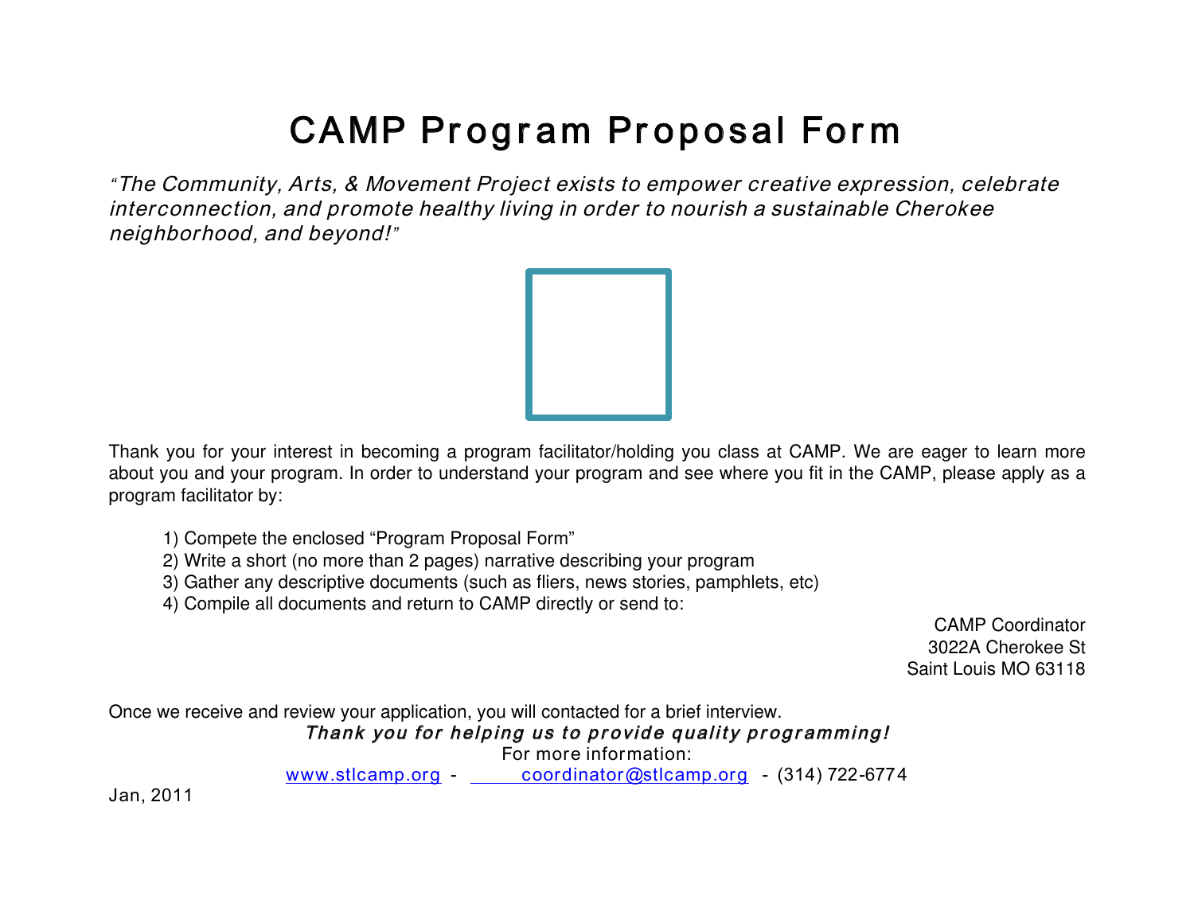# CAMP Program Proposal Form

*"The Community, Arts, & Movement Project exists to empower creative expression, celebrate interconnection, and promote healthy living in order to nourish a sustainable Cherokee neighborhood, and beyond!"*

Thank you for your interest in becoming a program facilitator/holding you class at CAMP. We are eager to learn more about you and your program. In order to understand your program and see where you fit in the CAMP, please apply as a program facilitator by:

1) Compete the enclosed "Program Proposal Form"
2) Write a short (no more than 2 pages) narrative describing your program
3) Gather any descriptive documents (such as fliers, news stories, pamphlets, etc)
4) Compile all documents and return to CAMP directly or send to:

CAMP Coordinator
3022A Cherokee St
Saint Louis MO 63118

Once we receive and review your application, you will contacted for a brief interview.

***Thank you for helping us to provide quality programming!***

For more information:

www.stlcamp.org - coordinator@stlcamp.org - (314) 722-6774

Jan, 2011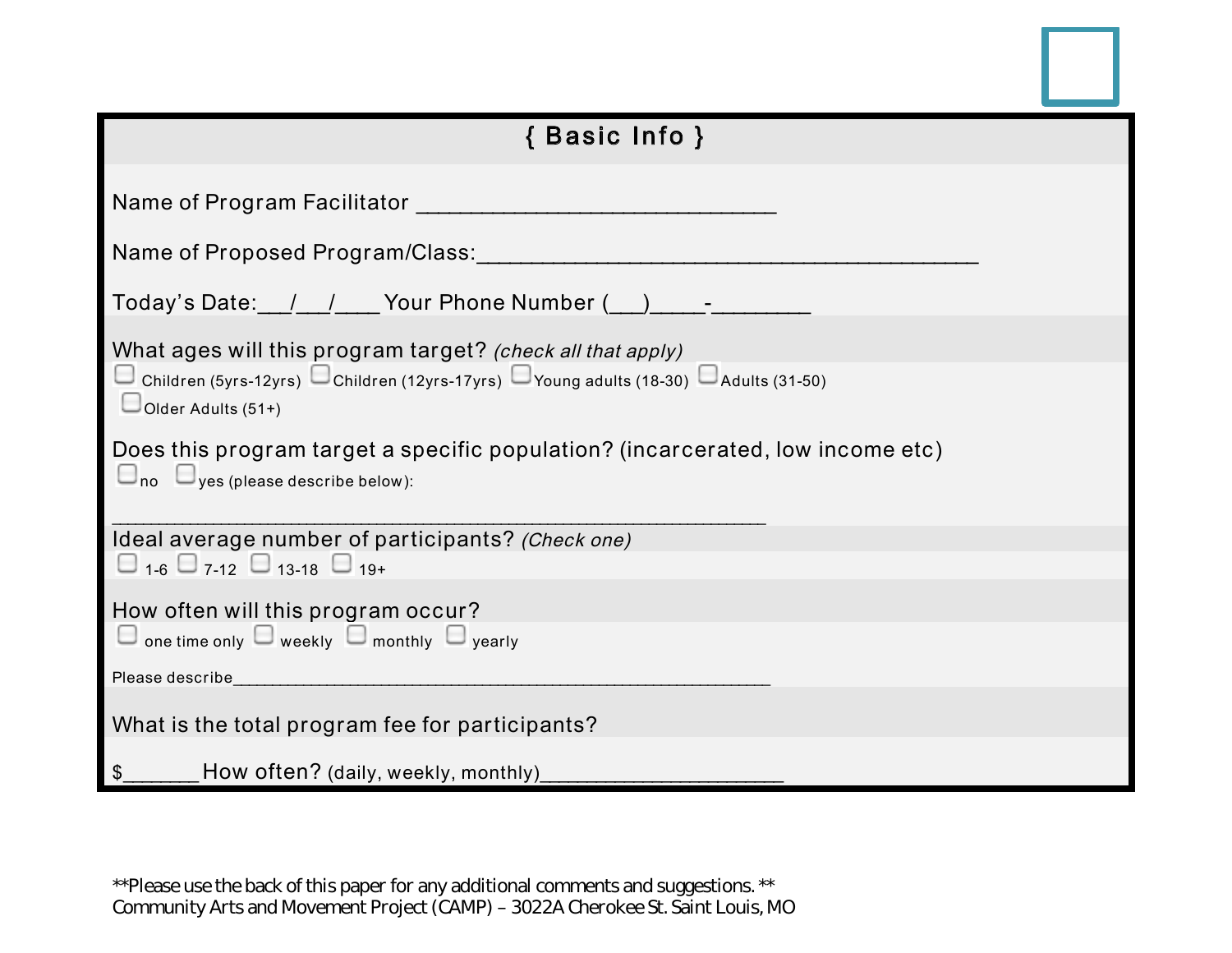## { Basic Info }

Name of Program Facilitator ______________________________

Name of Proposed Program/Class:__________________________________________

Today's Date:___/___/____ Your Phone Number (___)____-________

What ages will this program target? *(check all that apply)*

☐ Children (5yrs-12yrs) ☐ Children (12yrs-17yrs) ☐ Young adults (18-30) ☐ Adults (31-50)
☐ Older Adults (51+)

Does this program target a specific population? (incarcerated, low income etc)

☐ no ☐ yes (please describe below):

_______________________________________________________________

Ideal average number of participants? *(Check one)*

☐ 1-6 ☐ 7-12 ☐ 13-18 ☐ 19+

How often will this program occur?

☐ one time only ☐ weekly ☐ monthly ☐ yearly

Please describe___________________________________________________________

What is the total program fee for participants?

$_______ How often? (daily, weekly, monthly)_____________________

**Please use the back of this paper for any additional comments and suggestions. **
Community Arts and Movement Project (CAMP) – 3022A Cherokee St. Saint Louis, MO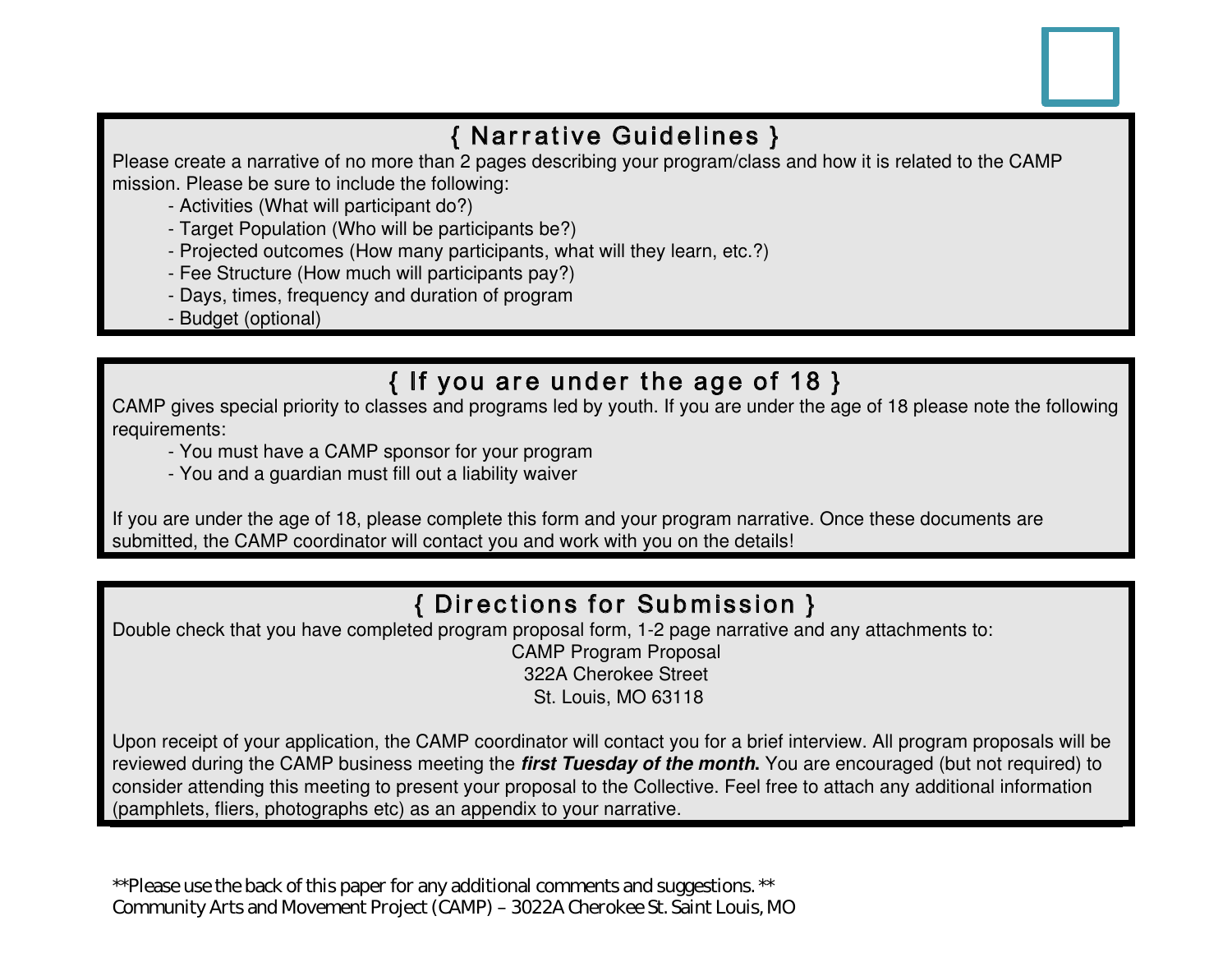## { Narrative Guidelines }

Please create a narrative of no more than 2 pages describing your program/class and how it is related to the CAMP mission. Please be sure to include the following:

- Activities (What will participant do?)
- Target Population (Who will be participants be?)
- Projected outcomes (How many participants, what will they learn, etc.?)
- Fee Structure (How much will participants pay?)
- Days, times, frequency and duration of program
- Budget (optional)

## { If you are under the age of 18 }

CAMP gives special priority to classes and programs led by youth. If you are under the age of 18 please note the following requirements:

- You must have a CAMP sponsor for your program
- You and a guardian must fill out a liability waiver

If you are under the age of 18, please complete this form and your program narrative. Once these documents are submitted, the CAMP coordinator will contact you and work with you on the details!

## { Directions for Submission }

Double check that you have completed program proposal form, 1-2 page narrative and any attachments to:

CAMP Program Proposal
322A Cherokee Street
St. Louis, MO 63118

Upon receipt of your application, the CAMP coordinator will contact you for a brief interview. All program proposals will be reviewed during the CAMP business meeting the ***first Tuesday of the month.*** You are encouraged (but not required) to consider attending this meeting to present your proposal to the Collective. Feel free to attach any additional information (pamphlets, fliers, photographs etc) as an appendix to your narrative.

**Please use the back of this paper for any additional comments and suggestions. **

Community Arts and Movement Project (CAMP) – 3022A Cherokee St. Saint Louis, MO